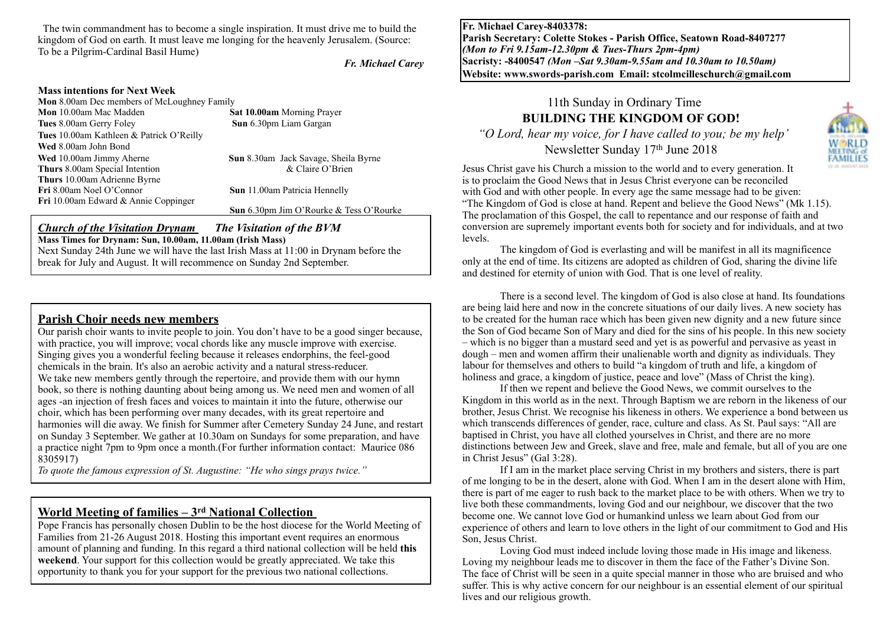The twin commandment has to become a single inspiration. It must drive me to build the kingdom of God on earth. It must leave me longing for the heavenly Jerusalem. (Source: To be a Pilgrim-Cardinal Basil Hume)

*Fr. Michael Carey*

**Mass intentions for Next Week**

**Mon** 8.00am Dec members of McLoughney Family
**Mon** 10.00am Mac Madden
**Tues** 8.00am Gerry Foley
**Tues** 10.00am Kathleen & Patrick O'Reilly
**Wed** 8.00am John Bond
**Wed** 10.00am Jimmy Aherne
**Thurs** 8.00am Special Intention
**Thurs** 10.00am Adrienne Byrne
**Fri** 8.00am Noel O'Connor
**Fri** 10.00am Edward & Annie Coppinger

**Sat 10.00am** Morning Prayer
**Sun** 6.30pm Liam Gargan
**Sun** 8.30am Jack Savage, Sheila Byrne & Claire O'Brien
**Sun** 11.00am Patricia Hennelly
**Sun** 6.30pm Jim O'Rourke & Tess O'Rourke

***Church of the Visitation Drynam*** ***The Visitation of the BVM***
**Mass Times for Drynam: Sun, 10.00am, 11.00am (Irish Mass)**
Next Sunday 24th June we will have the last Irish Mass at 11:00 in Drynam before the break for July and August. It will recommence on Sunday 2nd September.

## Parish Choir needs new members

Our parish choir wants to invite people to join. You don't have to be a good singer because, with practice, you will improve; vocal chords like any muscle improve with exercise. Singing gives you a wonderful feeling because it releases endorphins, the feel-good chemicals in the brain. It's also an aerobic activity and a natural stress-reducer. We take new members gently through the repertoire, and provide them with our hymn book, so there is nothing daunting about being among us. We need men and women of all ages -an injection of fresh faces and voices to maintain it into the future, otherwise our choir, which has been performing over many decades, with its great repertoire and harmonies will die away. We finish for Summer after Cemetery Sunday 24 June, and restart on Sunday 3 September. We gather at 10.30am on Sundays for some preparation, and have a practice night 7pm to 9pm once a month.(For further information contact: Maurice 086 8305917)

*To quote the famous expression of St. Augustine: "He who sings prays twice."*

## World Meeting of families – 3rd National Collection

Pope Francis has personally chosen Dublin to be the host diocese for the World Meeting of Families from 21-26 August 2018. Hosting this important event requires an enormous amount of planning and funding. In this regard a third national collection will be held **this weekend**. Your support for this collection would be greatly appreciated. We take this opportunity to thank you for your support for the previous two national collections.

**Fr. Michael Carey-8403378:**
**Parish Secretary: Colette Stokes - Parish Office, Seatown Road-8407277**
***(Mon to Fri 9.15am-12.30pm & Tues-Thurs 2pm-4pm)***
**Sacristy: -8400547** ***(Mon –Sat 9.30am-9.55am and 10.30am to 10.50am)***
**Website: www.swords-parish.com Email: stcolmcilleschurch@gmail.com**

# 11th Sunday in Ordinary Time
# BUILDING THE KINGDOM OF GOD!

*"O Lord, hear my voice, for I have called to you; be my help'*
Newsletter Sunday 17th June 2018

Jesus Christ gave his Church a mission to the world and to every generation. It is to proclaim the Good News that in Jesus Christ everyone can be reconciled with God and with other people. In every age the same message had to be given: "The Kingdom of God is close at hand. Repent and believe the Good News" (Mk 1.15). The proclamation of this Gospel, the call to repentance and our response of faith and conversion are supremely important events both for society and for individuals, and at two levels.

The kingdom of God is everlasting and will be manifest in all its magnificence only at the end of time. Its citizens are adopted as children of God, sharing the divine life and destined for eternity of union with God. That is one level of reality.

There is a second level. The kingdom of God is also close at hand. Its foundations are being laid here and now in the concrete situations of our daily lives. A new society has to be created for the human race which has been given new dignity and a new future since the Son of God became Son of Mary and died for the sins of his people. In this new society – which is no bigger than a mustard seed and yet is as powerful and pervasive as yeast in dough – men and women affirm their unalienable worth and dignity as individuals. They labour for themselves and others to build "a kingdom of truth and life, a kingdom of holiness and grace, a kingdom of justice, peace and love" (Mass of Christ the king).

If then we repent and believe the Good News, we commit ourselves to the Kingdom in this world as in the next. Through Baptism we are reborn in the likeness of our brother, Jesus Christ. We recognise his likeness in others. We experience a bond between us which transcends differences of gender, race, culture and class. As St. Paul says: "All are baptised in Christ, you have all clothed yourselves in Christ, and there are no more distinctions between Jew and Greek, slave and free, male and female, but all of you are one in Christ Jesus" (Gal 3:28).

If I am in the market place serving Christ in my brothers and sisters, there is part of me longing to be in the desert, alone with God. When I am in the desert alone with Him, there is part of me eager to rush back to the market place to be with others. When we try to live both these commandments, loving God and our neighbour, we discover that the two become one. We cannot love God or humankind unless we learn about God from our experience of others and learn to love others in the light of our commitment to God and His Son, Jesus Christ.

Loving God must indeed include loving those made in His image and likeness. Loving my neighbour leads me to discover in them the face of the Father's Divine Son. The face of Christ will be seen in a quite special manner in those who are bruised and who suffer. This is why active concern for our neighbour is an essential element of our spiritual lives and our religious growth.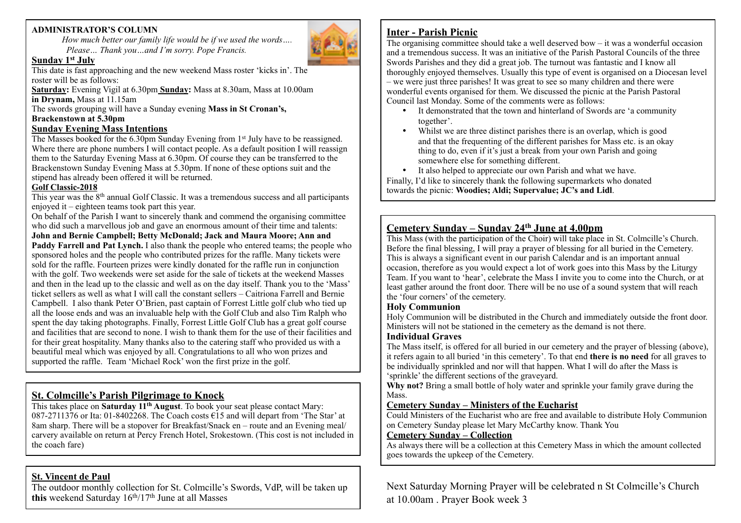**ADMINISTRATOR'S COLUMN**

*How much better our family life would be if we used the words…. Please… Thank you…and I'm sorry. Pope Francis.*

**Sunday 1st July**

This date is fast approaching and the new weekend Mass roster 'kicks in'. The roster will be as follows:

**Saturday:** Evening Vigil at 6.30pm **Sunday:** Mass at 8.30am, Mass at 10.00am **in Drynam,** Mass at 11.15am

The swords grouping will have a Sunday evening **Mass in St Cronan's, Brackenstown at 5.30pm**

**Sunday Evening Mass Intentions**

The Masses booked for the 6.30pm Sunday Evening from 1st July have to be reassigned. Where there are phone numbers I will contact people. As a default position I will reassign them to the Saturday Evening Mass at 6.30pm. Of course they can be transferred to the Brackenstown Sunday Evening Mass at 5.30pm. If none of these options suit and the stipend has already been offered it will be returned.

**Golf Classic-2018**

This year was the 8th annual Golf Classic. It was a tremendous success and all participants enjoyed it – eighteen teams took part this year.

On behalf of the Parish I want to sincerely thank and commend the organising committee who did such a marvellous job and gave an enormous amount of their time and talents: **John and Bernie Campbell; Betty McDonald; Jack and Maura Moore; Ann and Paddy Farrell and Pat Lynch.** I also thank the people who entered teams; the people who sponsored holes and the people who contributed prizes for the raffle. Many tickets were sold for the raffle. Fourteen prizes were kindly donated for the raffle run in conjunction with the golf. Two weekends were set aside for the sale of tickets at the weekend Masses and then in the lead up to the classic and well as on the day itself. Thank you to the 'Mass' ticket sellers as well as what I will call the constant sellers – Caitriona Farrell and Bernie Campbell. I also thank Peter O'Brien, past captain of Forrest Little golf club who tied up all the loose ends and was an invaluable help with the Golf Club and also Tim Ralph who spent the day taking photographs. Finally, Forrest Little Golf Club has a great golf course and facilities that are second to none. I wish to thank them for the use of their facilities and for their great hospitality. Many thanks also to the catering staff who provided us with a beautiful meal which was enjoyed by all. Congratulations to all who won prizes and supported the raffle. Team 'Michael Rock' won the first prize in the golf.

## St. Colmcille's Parish Pilgrimage to Knock

This takes place on **Saturday 11th August**. To book your seat please contact Mary: 087-2711376 or Ita: 01-8402268. The Coach costs €15 and will depart from 'The Star' at 8am sharp. There will be a stopover for Breakfast/Snack en – route and an Evening meal/ carvery available on return at Percy French Hotel, Srokestown. (This cost is not included in the coach fare)

## St. Vincent de Paul

The outdoor monthly collection for St. Colmcille's Swords, VdP, will be taken up **this** weekend Saturday 16th/17th June at all Masses

## Inter - Parish Picnic

The organising committee should take a well deserved bow – it was a wonderful occasion and a tremendous success. It was an initiative of the Parish Pastoral Councils of the three Swords Parishes and they did a great job. The turnout was fantastic and I know all thoroughly enjoyed themselves. Usually this type of event is organised on a Diocesan level – we were just three parishes! It was great to see so many children and there were wonderful events organised for them. We discussed the picnic at the Parish Pastoral Council last Monday. Some of the comments were as follows:

- It demonstrated that the town and hinterland of Swords are 'a community together'.
- Whilst we are three distinct parishes there is an overlap, which is good and that the frequenting of the different parishes for Mass etc. is an okay thing to do, even if it's just a break from your own Parish and going somewhere else for something different.
- It also helped to appreciate our own Parish and what we have.

Finally, I'd like to sincerely thank the following supermarkets who donated towards the picnic: **Woodies; Aldi; Supervalue; JC's and Lidl**.

## Cemetery Sunday – Sunday 24th June at 4.00pm

This Mass (with the participation of the Choir) will take place in St. Colmcille's Church. Before the final blessing, I will pray a prayer of blessing for all buried in the Cemetery. This is always a significant event in our parish Calendar and is an important annual occasion, therefore as you would expect a lot of work goes into this Mass by the Liturgy Team. If you want to 'hear', celebrate the Mass I invite you to come into the Church, or at least gather around the front door. There will be no use of a sound system that will reach the 'four corners' of the cemetery.

**Holy Communion**

Holy Communion will be distributed in the Church and immediately outside the front door. Ministers will not be stationed in the cemetery as the demand is not there.

**Individual Graves**

The Mass itself, is offered for all buried in our cemetery and the prayer of blessing (above), it refers again to all buried 'in this cemetery'. To that end **there is no need** for all graves to be individually sprinkled and nor will that happen. What I will do after the Mass is 'sprinkle' the different sections of the graveyard.

**Why not?** Bring a small bottle of holy water and sprinkle your family grave during the Mass.

**Cemetery Sunday – Ministers of the Eucharist**

Could Ministers of the Eucharist who are free and available to distribute Holy Communion on Cemetery Sunday please let Mary McCarthy know. Thank You

**Cemetery Sunday – Collection**

As always there will be a collection at this Cemetery Mass in which the amount collected goes towards the upkeep of the Cemetery.

Next Saturday Morning Prayer will be celebrated n St Colmcille's Church at 10.00am . Prayer Book week 3